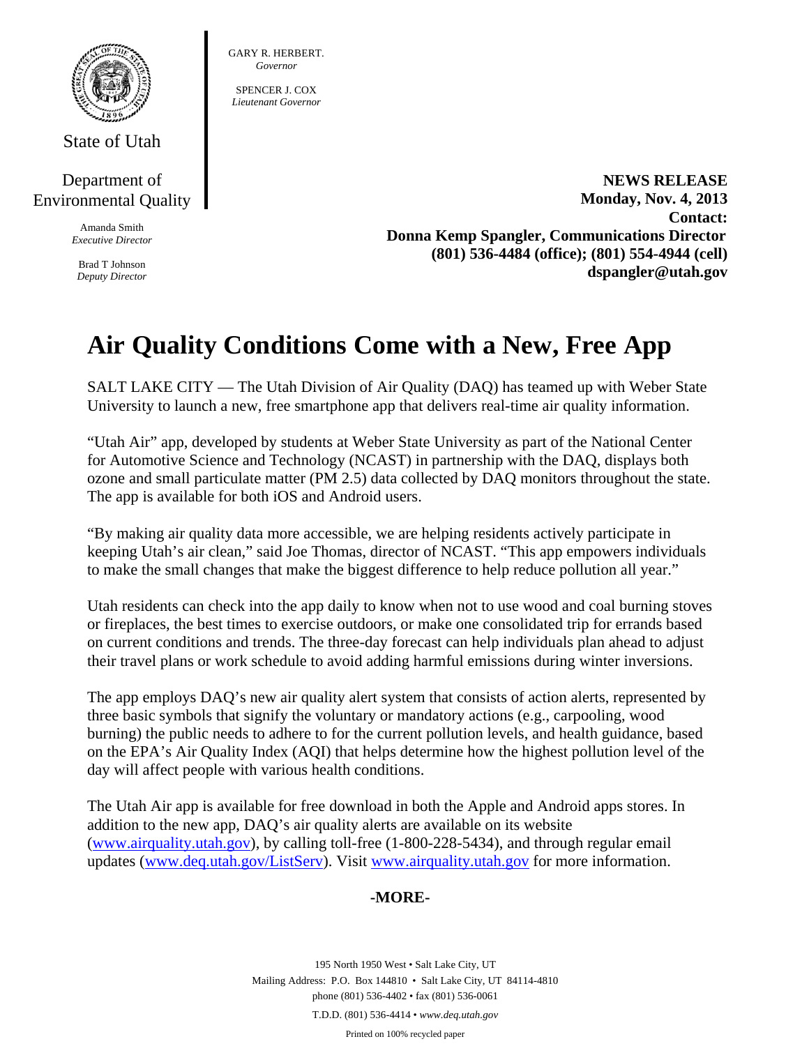State of Utah

Department of Environmental Quality

Amanda Smith
*Executive Director*

Brad T Johnson
*Deputy Director*

GARY R. HERBERT.
*Governor*

SPENCER J. COX
*Lieutenant Governor*

**NEWS RELEASE**
**Monday, Nov. 4, 2013**
**Contact:**
**Donna Kemp Spangler, Communications Director**
**(801) 536-4484 (office); (801) 554-4944 (cell)**
**dspangler@utah.gov**

# Air Quality Conditions Come with a New, Free App

SALT LAKE CITY — The Utah Division of Air Quality (DAQ) has teamed up with Weber State University to launch a new, free smartphone app that delivers real-time air quality information.

“Utah Air” app, developed by students at Weber State University as part of the National Center for Automotive Science and Technology (NCAST) in partnership with the DAQ, displays both ozone and small particulate matter (PM 2.5) data collected by DAQ monitors throughout the state. The app is available for both iOS and Android users.

“By making air quality data more accessible, we are helping residents actively participate in keeping Utah’s air clean,” said Joe Thomas, director of NCAST. “This app empowers individuals to make the small changes that make the biggest difference to help reduce pollution all year.”

Utah residents can check into the app daily to know when not to use wood and coal burning stoves or fireplaces, the best times to exercise outdoors, or make one consolidated trip for errands based on current conditions and trends. The three-day forecast can help individuals plan ahead to adjust their travel plans or work schedule to avoid adding harmful emissions during winter inversions.

The app employs DAQ’s new air quality alert system that consists of action alerts, represented by three basic symbols that signify the voluntary or mandatory actions (e.g., carpooling, wood burning) the public needs to adhere to for the current pollution levels, and health guidance, based on the EPA’s Air Quality Index (AQI) that helps determine how the highest pollution level of the day will affect people with various health conditions.

The Utah Air app is available for free download in both the Apple and Android apps stores. In addition to the new app, DAQ’s air quality alerts are available on its website (www.airquality.utah.gov), by calling toll-free (1-800-228-5434), and through regular email updates (www.deq.utah.gov/ListServ). Visit www.airquality.utah.gov for more information.

**-MORE-**

195 North 1950 West • Salt Lake City, UT
Mailing Address: P.O. Box 144810 • Salt Lake City, UT 84114-4810
phone (801) 536-4402 • fax (801) 536-0061
T.D.D. (801) 536-4414 • *www.deq.utah.gov*
Printed on 100% recycled paper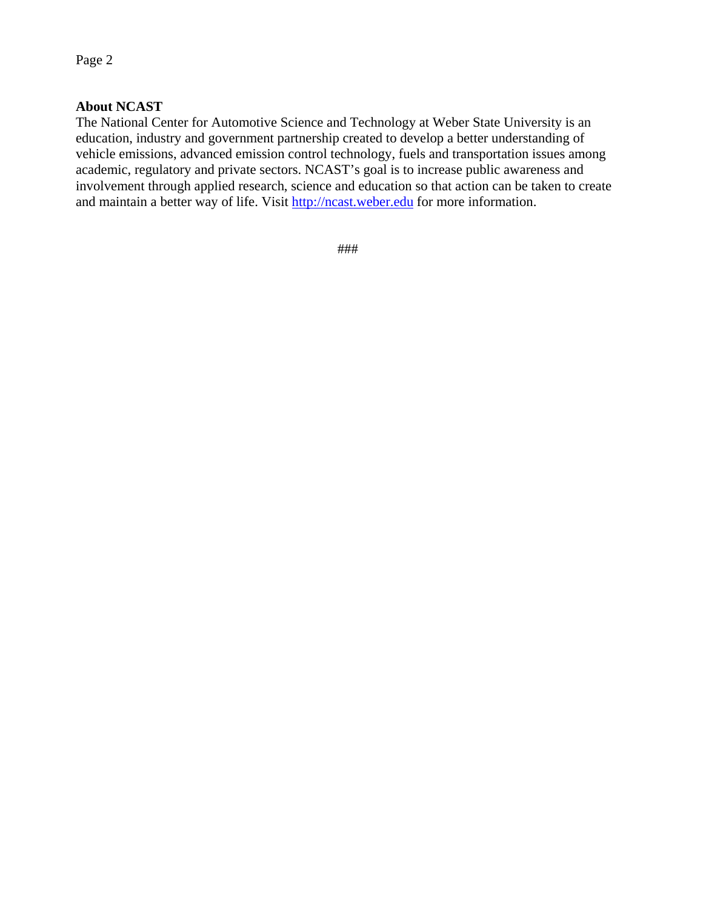**About NCAST**

The National Center for Automotive Science and Technology at Weber State University is an education, industry and government partnership created to develop a better understanding of vehicle emissions, advanced emission control technology, fuels and transportation issues among academic, regulatory and private sectors. NCAST's goal is to increase public awareness and involvement through applied research, science and education so that action can be taken to create and maintain a better way of life. Visit http://ncast.weber.edu for more information.

###